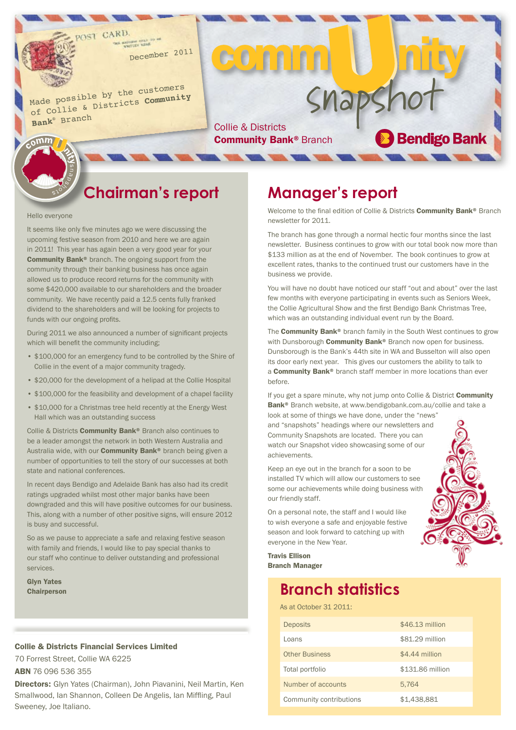POST CARD.

December 2011

Made possible by the customers of Collie & Districts **Community Bank**® Branch

# commUnity snapshot

Collie & Districts **Community Bank**® Branch

Bendigo Bank

## Chairman's report

Hello everyone

It seems like only five minutes ago we were discussing the upcoming festive season from 2010 and here we are again in 2011! This year has again been a very good year for your **Community Bank**® branch. The ongoing support from the community through their banking business has once again allowed us to produce record returns for the community with some $420,000 available to our shareholders and the broader community. We have recently paid a 12.5 cents fully franked dividend to the shareholders and will be looking for projects to funds with our ongoing profits.

During 2011 we also announced a number of significant projects which will benefit the community including;

- $100,000 for an emergency fund to be controlled by the Shire of Collie in the event of a major community tragedy.
- $20,000 for the development of a helipad at the Collie Hospital
- $100,000 for the feasibility and development of a chapel facility
- $10,000 for a Christmas tree held recently at the Energy West Hall which was an outstanding success

Collie & Districts **Community Bank**® Branch also continues to be a leader amongst the network in both Western Australia and Australia wide, with our **Community Bank**® branch being given a number of opportunities to tell the story of our successes at both state and national conferences.

In recent days Bendigo and Adelaide Bank has also had its credit ratings upgraded whilst most other major banks have been downgraded and this will have positive outcomes for our business. This, along with a number of other positive signs, will ensure 2012 is busy and successful.

So as we pause to appreciate a safe and relaxing festive season with family and friends, I would like to pay special thanks to our staff who continue to deliver outstanding and professional services.

**Glyn Yates**
**Chairperson**

**Collie & Districts Financial Services Limited**
70 Forrest Street, Collie WA 6225
**ABN** 76 096 536 355
**Directors:** Glyn Yates (Chairman), John Piavanini, Neil Martin, Ken Smallwood, Ian Shannon, Colleen De Angelis, Ian Miffling, Paul Sweeney, Joe Italiano.

## Manager's report

Welcome to the final edition of Collie & Districts **Community Bank**® Branch newsletter for 2011.

The branch has gone through a normal hectic four months since the last newsletter. Business continues to grow with our total book now more than $133 million as at the end of November. The book continues to grow at excellent rates, thanks to the continued trust our customers have in the business we provide.

You will have no doubt have noticed our staff "out and about" over the last few months with everyone participating in events such as Seniors Week, the Collie Agricultural Show and the first Bendigo Bank Christmas Tree, which was an outstanding individual event run by the Board.

The **Community Bank**® branch family in the South West continues to grow with Dunsborough **Community Bank**® Branch now open for business. Dunsborough is the Bank's 44th site in WA and Busselton will also open its door early next year. This gives our customers the ability to talk to a **Community Bank**® branch staff member in more locations than ever before.

If you get a spare minute, why not jump onto Collie & District **Community Bank**® Branch website, at www.bendigobank.com.au/collie and take a look at some of things we have done, under the "news" and "snapshots" headings where our newsletters and Community Snapshots are located. There you can watch our Snapshot video showcasing some of our achievements.

Keep an eye out in the branch for a soon to be installed TV which will allow our customers to see some our achievements while doing business with our friendly staff.

On a personal note, the staff and I would like to wish everyone a safe and enjoyable festive season and look forward to catching up with everyone in the New Year.

**Travis Ellison**
**Branch Manager**

## Branch statistics

As at October 31 2011:

| | |
|---|---|
| Deposits | $46.13 million |
| Loans | $81.29 million |
| Other Business | $4.44 million |
| Total portfolio | $131.86 million |
| Number of accounts | 5,764 |
| Community contributions | $1,438,881 |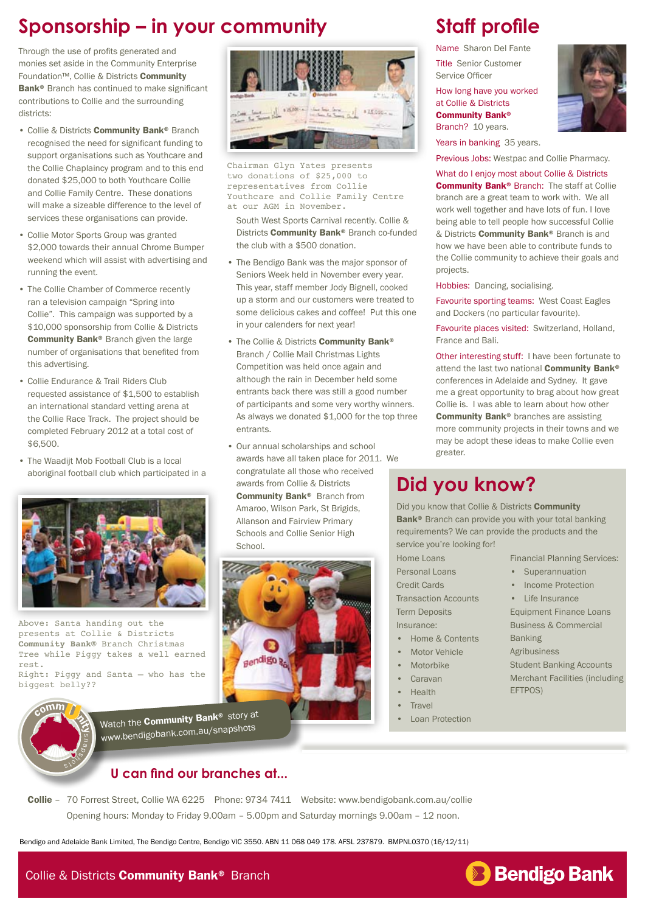# Sponsorship – in your community

Through the use of profits generated and monies set aside in the Community Enterprise Foundation™, Collie & Districts **Community Bank®** Branch has continued to make significant contributions to Collie and the surrounding districts:

- Collie & Districts **Community Bank®** Branch recognised the need for significant funding to support organisations such as Youthcare and the Collie Chaplaincy program and to this end donated $25,000 to both Youthcare Collie and Collie Family Centre. These donations will make a sizeable difference to the level of services these organisations can provide.
- Collie Motor Sports Group was granted $2,000 towards their annual Chrome Bumper weekend which will assist with advertising and running the event.
- The Collie Chamber of Commerce recently ran a television campaign "Spring into Collie". This campaign was supported by a $10,000 sponsorship from Collie & Districts **Community Bank®** Branch given the large number of organisations that benefited from this advertising.
- Collie Endurance & Trail Riders Club requested assistance of $1,500 to establish an international standard vetting arena at the Collie Race Track. The project should be completed February 2012 at a total cost of $6,500.
- The Waadijt Mob Football Club is a local aboriginal football club which participated in a South West Sports Carnival recently. Collie & Districts **Community Bank®** Branch co-funded the club with a $500 donation.
- The Bendigo Bank was the major sponsor of Seniors Week held in November every year. This year, staff member Jody Bignell, cooked up a storm and our customers were treated to some delicious cakes and coffee! Put this one in your calenders for next year!
- The Collie & Districts **Community Bank®** Branch / Collie Mail Christmas Lights Competition was held once again and although the rain in December held some entrants back there was still a good number of participants and some very worthy winners. As always we donated $1,000 for the top three entrants.
- Our annual scholarships and school awards have all taken place for 2011. We congratulate all those who received awards from Collie & Districts **Community Bank®** Branch from Amaroo, Wilson Park, St Brigids, Allanson and Fairview Primary Schools and Collie Senior High School.

Chairman Glyn Yates presents two donations of $25,000 to representatives from Collie Youthcare and Collie Family Centre at our AGM in November.

Above: Santa handing out the presents at Collie & Districts **Community Bank®** Branch Christmas Tree while Piggy takes a well earned rest.
Right: Piggy and Santa – who has the biggest belly??

Watch the **Community Bank®** story at www.bendigobank.com.au/snapshots

# Staff profile

**Name** Sharon Del Fante

**Title** Senior Customer Service Officer

**How long have you worked at Collie & Districts Community Bank® Branch?** 10 years.

**Years in banking** 35 years.

**Previous Jobs:** Westpac and Collie Pharmacy.

**What do I enjoy most about Collie & Districts Community Bank® Branch:** The staff at Collie branch are a great team to work with. We all work well together and have lots of fun. I love being able to tell people how successful Collie & Districts **Community Bank®** Branch is and how we have been able to contribute funds to the Collie community to achieve their goals and projects.

**Hobbies:** Dancing, socialising.

**Favourite sporting teams:** West Coast Eagles and Dockers (no particular favourite).

**Favourite places visited:** Switzerland, Holland, France and Bali.

**Other interesting stuff:** I have been fortunate to attend the last two national **Community Bank®** conferences in Adelaide and Sydney. It gave me a great opportunity to brag about how great Collie is. I was able to learn about how other **Community Bank®** branches are assisting more community projects in their towns and we may be adopt these ideas to make Collie even greater.

# Did you know?

Did you know that Collie & Districts **Community Bank®** Branch can provide you with your total banking requirements? We can provide the products and the service you're looking for!

Home Loans
Personal Loans
Credit Cards
Transaction Accounts
Term Deposits
Insurance:

- Home & Contents
- Motor Vehicle
- Motorbike
- Caravan
- Health
- Travel
- Loan Protection

Financial Planning Services:

- Superannuation
- Income Protection
- Life Insurance

Equipment Finance Loans
Business & Commercial Banking
Agribusiness
Student Banking Accounts
Merchant Facilities (including EFTPOS)

## U can find our branches at...

**Collie** – 70 Forrest Street, Collie WA 6225 Phone: 9734 7411 Website: www.bendigobank.com.au/collie
Opening hours: Monday to Friday 9.00am – 5.00pm and Saturday mornings 9.00am – 12 noon.

Bendigo and Adelaide Bank Limited, The Bendigo Centre, Bendigo VIC 3550. ABN 11 068 049 178. AFSL 237879. BMPNL0370 (16/12/11)

Collie & Districts **Community Bank®** Branch — Bendigo Bank